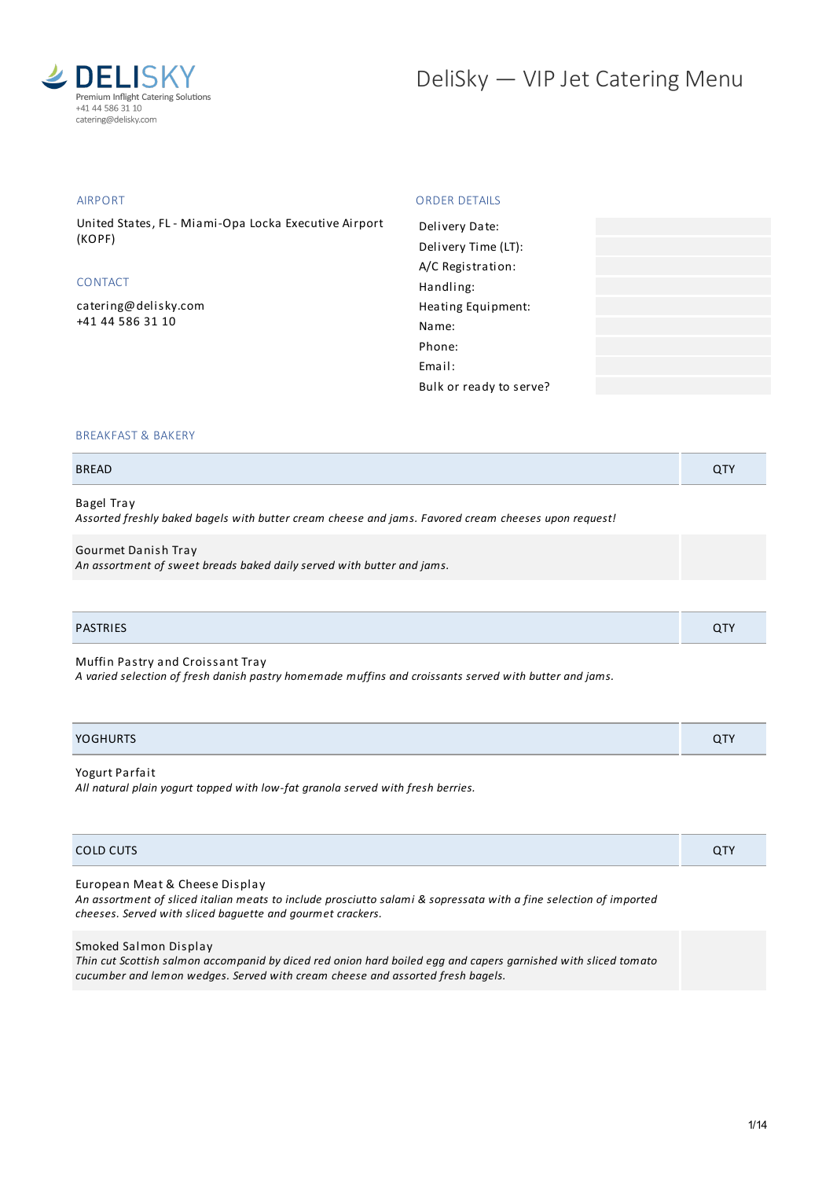**DELISKY**
Premium Inflight Catering Solutions
+41 44 586 31 10
catering@delisky.com

# DeliSky — VIP Jet Catering Menu

## AIRPORT

United States, FL - Miami-Opa Locka Executive Airport (KOPF)

## CONTACT

catering@delisky.com
+41 44 586 31 10

## ORDER DETAILS

| | |
|---|---|
| Delivery Date: | |
| Delivery Time (LT): | |
| A/C Registration: | |
| Handling: | |
| Heating Equipment: | |
| Name: | |
| Phone: | |
| Email: | |
| Bulk or ready to serve? | |

## BREAKFAST & BAKERY

| BREAD | QTY |
|---|---|
| Bagel Tray<br>*Assorted freshly baked bagels with butter cream cheese and jams. Favored cream cheeses upon request!* | |
| Gourmet Danish Tray<br>*An assortment of sweet breads baked daily served with butter and jams.* | |

| PASTRIES | QTY |
|---|---|
| Muffin Pastry and Croissant Tray<br>*A varied selection of fresh danish pastry homemade muffins and croissants served with butter and jams.* | |

| YOGHURTS | QTY |
|---|---|
| Yogurt Parfait<br>*All natural plain yogurt topped with low-fat granola served with fresh berries.* | |

| COLD CUTS | QTY |
|---|---|
| European Meat & Cheese Display<br>*An assortment of sliced italian meats to include prosciutto salami & sopressata with a fine selection of imported cheeses. Served with sliced baguette and gourmet crackers.* | |
| Smoked Salmon Display<br>*Thin cut Scottish salmon accompanid by diced red onion hard boiled egg and capers garnished with sliced tomato cucumber and lemon wedges. Served with cream cheese and assorted fresh bagels.* | |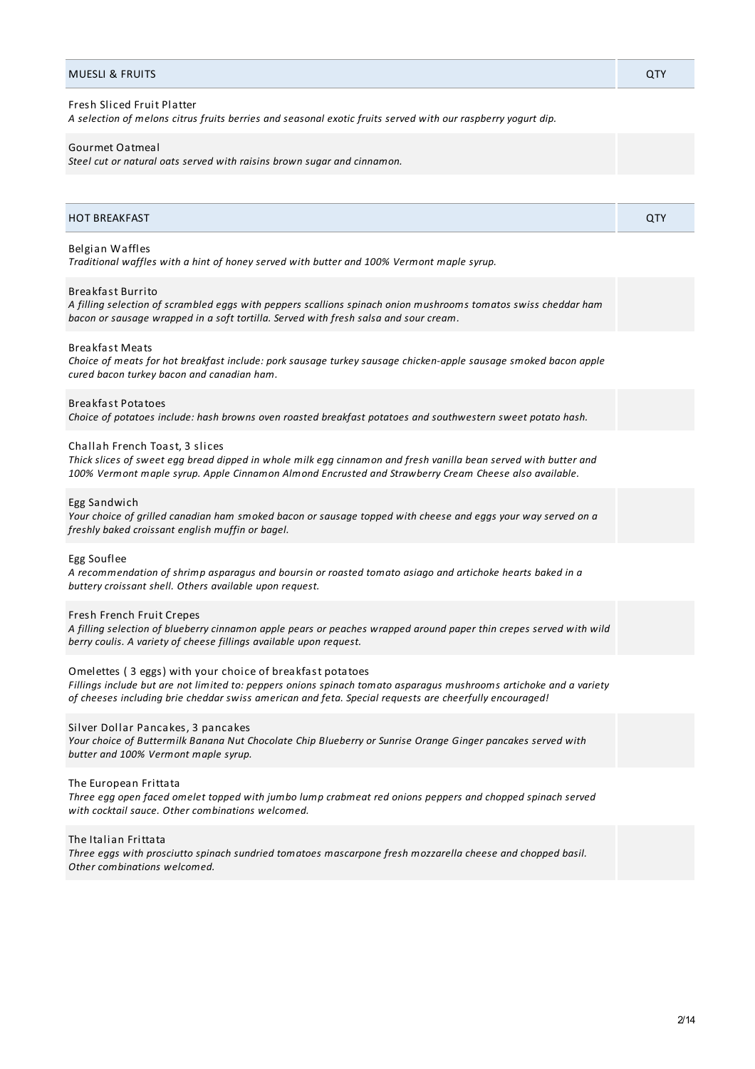| MUESLI & FRUITS | QTY |
| --- | --- |
| Fresh Sliced Fruit Platter<br>*A selection of melons citrus fruits berries and seasonal exotic fruits served with our raspberry yogurt dip.* | |
| Gourmet Oatmeal<br>*Steel cut or natural oats served with raisins brown sugar and cinnamon.* | |

| HOT BREAKFAST | QTY |
| --- | --- |
| Belgian Waffles<br>*Traditional waffles with a hint of honey served with butter and 100% Vermont maple syrup.* | |
| Breakfast Burrito<br>*A filling selection of scrambled eggs with peppers scallions spinach onion mushrooms tomatos swiss cheddar ham bacon or sausage wrapped in a soft tortilla. Served with fresh salsa and sour cream.* | |
| Breakfast Meats<br>*Choice of meats for hot breakfast include: pork sausage turkey sausage chicken-apple sausage smoked bacon apple cured bacon turkey bacon and canadian ham.* | |
| Breakfast Potatoes<br>*Choice of potatoes include: hash browns oven roasted breakfast potatoes and southwestern sweet potato hash.* | |
| Challah French Toast, 3 slices<br>*Thick slices of sweet egg bread dipped in whole milk egg cinnamon and fresh vanilla bean served with butter and 100% Vermont maple syrup. Apple Cinnamon Almond Encrusted and Strawberry Cream Cheese also available.* | |
| Egg Sandwich<br>*Your choice of grilled canadian ham smoked bacon or sausage topped with cheese and eggs your way served on a freshly baked croissant english muffin or bagel.* | |
| Egg Souflee<br>*A recommendation of shrimp asparagus and boursin or roasted tomato asiago and artichoke hearts baked in a buttery croissant shell. Others available upon request.* | |
| Fresh French Fruit Crepes<br>*A filling selection of blueberry cinnamon apple pears or peaches wrapped around paper thin crepes served with wild berry coulis. A variety of cheese fillings available upon request.* | |
| Omelettes ( 3 eggs) with your choice of breakfast potatoes<br>*Fillings include but are not limited to: peppers onions spinach tomato asparagus mushrooms artichoke and a variety of cheeses including brie cheddar swiss american and feta. Special requests are cheerfully encouraged!* | |
| Silver Dollar Pancakes, 3 pancakes<br>*Your choice of Buttermilk Banana Nut Chocolate Chip Blueberry or Sunrise Orange Ginger pancakes served with butter and 100% Vermont maple syrup.* | |
| The European Frittata<br>*Three egg open faced omelet topped with jumbo lump crabmeat red onions peppers and chopped spinach served with cocktail sauce. Other combinations welcomed.* | |
| The Italian Frittata<br>*Three eggs with prosciutto spinach sundried tomatoes mascarpone fresh mozzarella cheese and chopped basil. Other combinations welcomed.* | |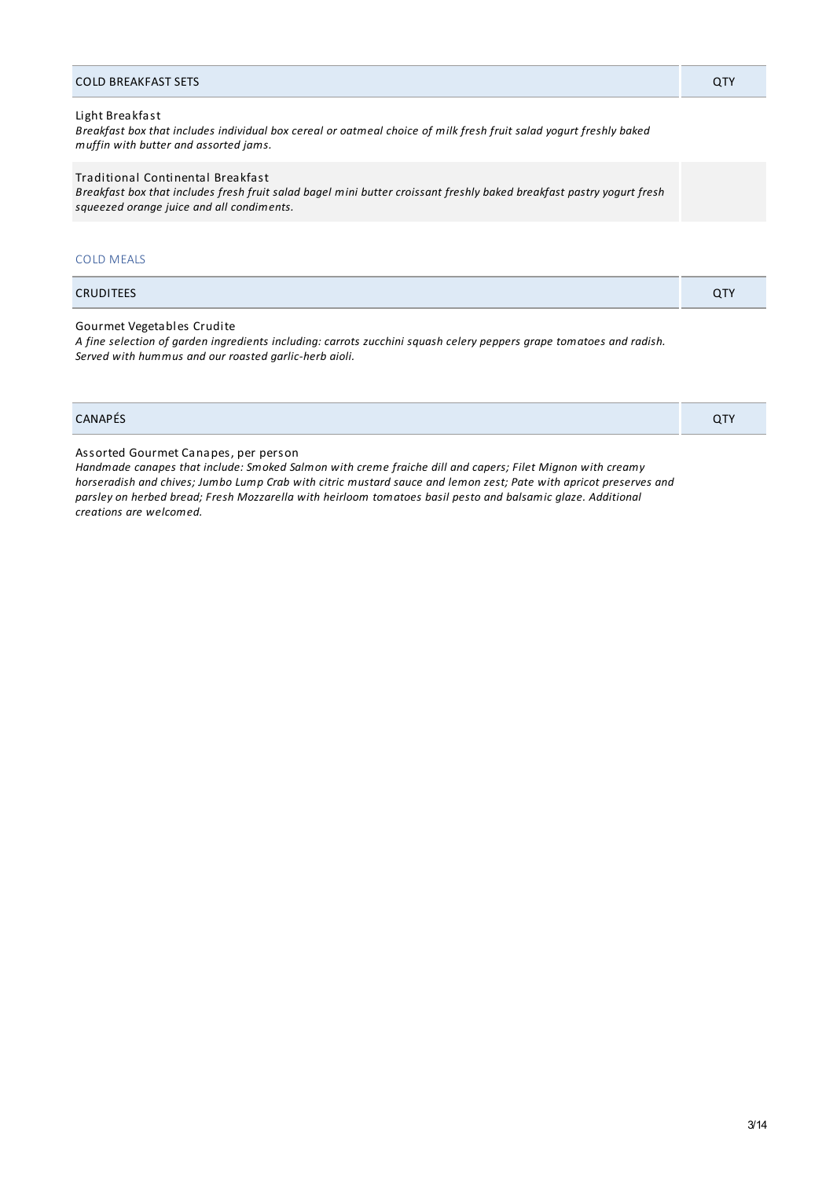| COLD BREAKFAST SETS | QTY |
| --- | --- |
| Light Breakfast<br>*Breakfast box that includes individual box cereal or oatmeal choice of milk fresh fruit salad yogurt freshly baked muffin with butter and assorted jams.* | |
| Traditional Continental Breakfast<br>*Breakfast box that includes fresh fruit salad bagel mini butter croissant freshly baked breakfast pastry yogurt fresh squeezed orange juice and all condiments.* | |

## COLD MEALS

| CRUDITEES | QTY |
| --- | --- |
| Gourmet Vegetables Crudite<br>*A fine selection of garden ingredients including: carrots zucchini squash celery peppers grape tomatoes and radish. Served with hummus and our roasted garlic-herb aioli.* | |

| CANAPÉS | QTY |
| --- | --- |
| Assorted Gourmet Canapes, per person<br>*Handmade canapes that include: Smoked Salmon with creme fraiche dill and capers; Filet Mignon with creamy horseradish and chives; Jumbo Lump Crab with citric mustard sauce and lemon zest; Pate with apricot preserves and parsley on herbed bread; Fresh Mozzarella with heirloom tomatoes basil pesto and balsamic glaze. Additional creations are welcomed.* | |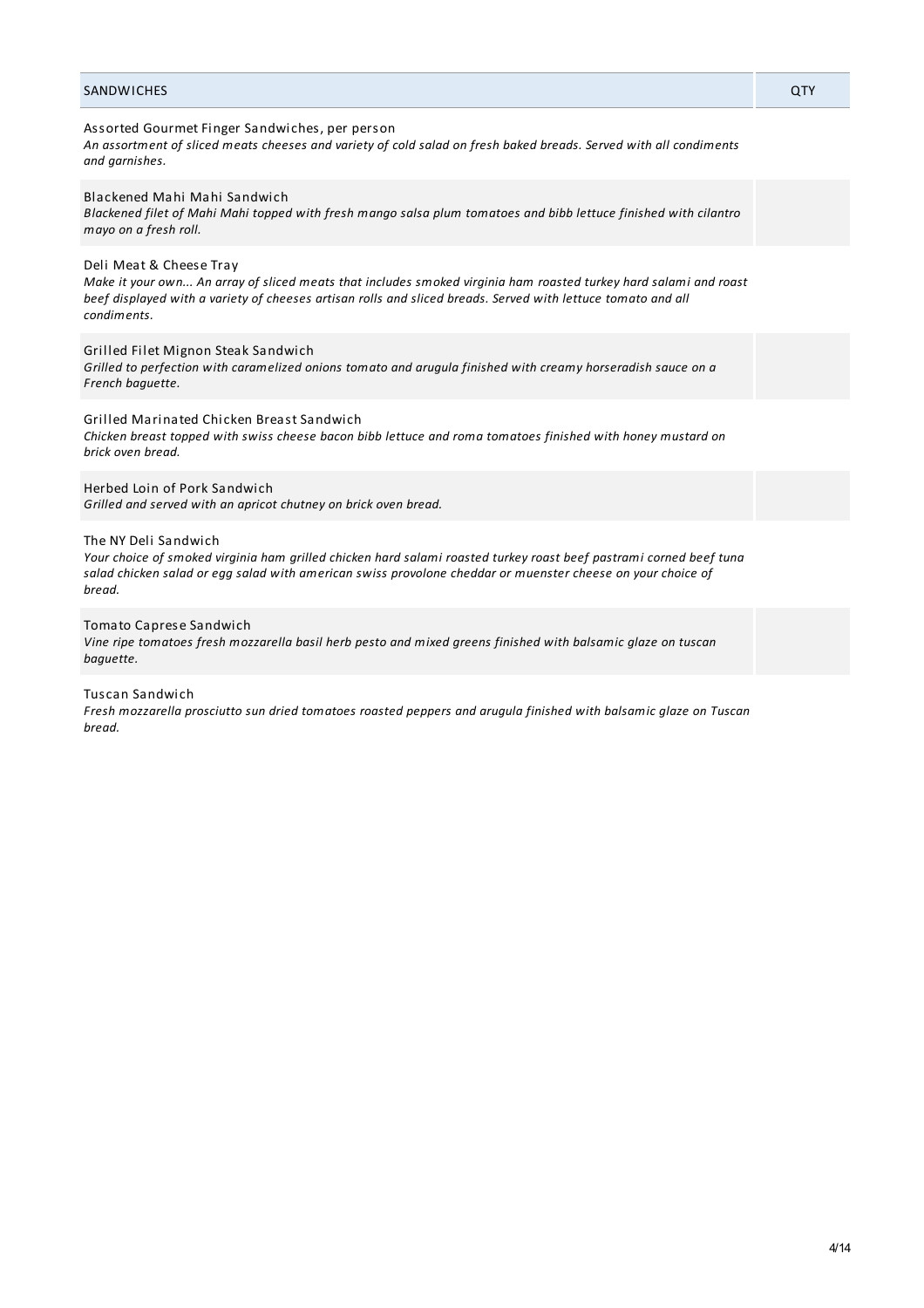| SANDWICHES | QTY |
| --- | --- |
| Assorted Gourmet Finger Sandwiches, per person<br>*An assortment of sliced meats cheeses and variety of cold salad on fresh baked breads. Served with all condiments and garnishes.* | |
| Blackened Mahi Mahi Sandwich<br>*Blackened filet of Mahi Mahi topped with fresh mango salsa plum tomatoes and bibb lettuce finished with cilantro mayo on a fresh roll.* | |
| Deli Meat & Cheese Tray<br>*Make it your own... An array of sliced meats that includes smoked virginia ham roasted turkey hard salami and roast beef displayed with a variety of cheeses artisan rolls and sliced breads. Served with lettuce tomato and all condiments.* | |
| Grilled Filet Mignon Steak Sandwich<br>*Grilled to perfection with caramelized onions tomato and arugula finished with creamy horseradish sauce on a French baguette.* | |
| Grilled Marinated Chicken Breast Sandwich<br>*Chicken breast topped with swiss cheese bacon bibb lettuce and roma tomatoes finished with honey mustard on brick oven bread.* | |
| Herbed Loin of Pork Sandwich<br>*Grilled and served with an apricot chutney on brick oven bread.* | |
| The NY Deli Sandwich<br>*Your choice of smoked virginia ham grilled chicken hard salami roasted turkey roast beef pastrami corned beef tuna salad chicken salad or egg salad with american swiss provolone cheddar or muenster cheese on your choice of bread.* | |
| Tomato Caprese Sandwich<br>*Vine ripe tomatoes fresh mozzarella basil herb pesto and mixed greens finished with balsamic glaze on tuscan baguette.* | |
| Tuscan Sandwich<br>*Fresh mozzarella prosciutto sun dried tomatoes roasted peppers and arugula finished with balsamic glaze on Tuscan bread.* | |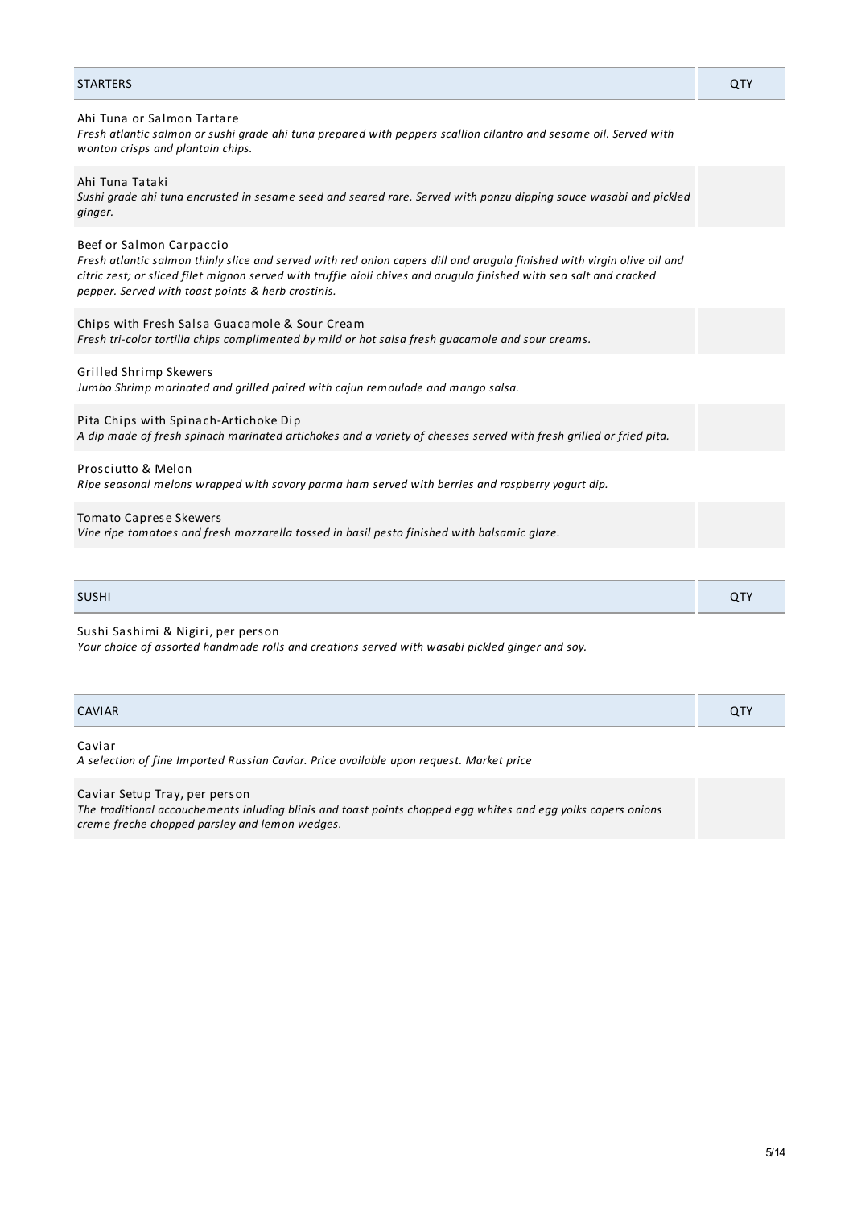| STARTERS | QTY |
| --- | --- |
| Ahi Tuna or Salmon Tartare<br>*Fresh atlantic salmon or sushi grade ahi tuna prepared with peppers scallion cilantro and sesame oil. Served with wonton crisps and plantain chips.* | |
| Ahi Tuna Tataki<br>*Sushi grade ahi tuna encrusted in sesame seed and seared rare. Served with ponzu dipping sauce wasabi and pickled ginger.* | |
| Beef or Salmon Carpaccio<br>*Fresh atlantic salmon thinly slice and served with red onion capers dill and arugula finished with virgin olive oil and citric zest; or sliced filet mignon served with truffle aioli chives and arugula finished with sea salt and cracked pepper. Served with toast points & herb crostinis.* | |
| Chips with Fresh Salsa Guacamole & Sour Cream<br>*Fresh tri-color tortilla chips complimented by mild or hot salsa fresh guacamole and sour creams.* | |
| Grilled Shrimp Skewers<br>*Jumbo Shrimp marinated and grilled paired with cajun remoulade and mango salsa.* | |
| Pita Chips with Spinach-Artichoke Dip<br>*A dip made of fresh spinach marinated artichokes and a variety of cheeses served with fresh grilled or fried pita.* | |
| Prosciutto & Melon<br>*Ripe seasonal melons wrapped with savory parma ham served with berries and raspberry yogurt dip.* | |
| Tomato Caprese Skewers<br>*Vine ripe tomatoes and fresh mozzarella tossed in basil pesto finished with balsamic glaze.* | |

| SUSHI | QTY |
| --- | --- |
| Sushi Sashimi & Nigiri, per person<br>*Your choice of assorted handmade rolls and creations served with wasabi pickled ginger and soy.* | |

| CAVIAR | QTY |
| --- | --- |
| Caviar<br>*A selection of fine Imported Russian Caviar. Price available upon request. Market price* | |
| Caviar Setup Tray, per person<br>*The traditional accouchements inluding blinis and toast points chopped egg whites and egg yolks capers onions creme freche chopped parsley and lemon wedges.* | |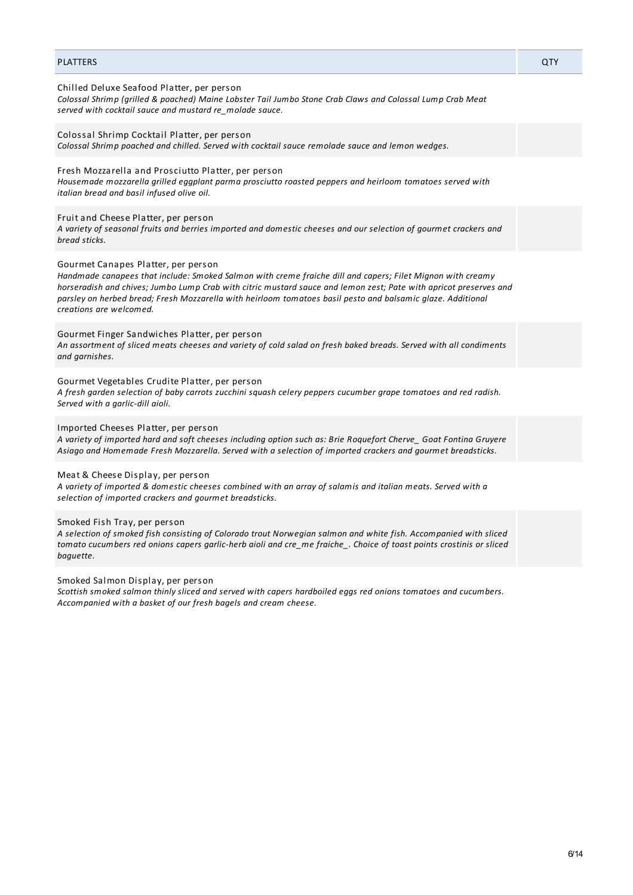| PLATTERS | QTY |
| --- | --- |
| Chilled Deluxe Seafood Platter, per person<br>*Colossal Shrimp (grilled & poached) Maine Lobster Tail Jumbo Stone Crab Claws and Colossal Lump Crab Meat served with cocktail sauce and mustard re_molade sauce.* | |
| Colossal Shrimp Cocktail Platter, per person<br>*Colossal Shrimp poached and chilled. Served with cocktail sauce remolade sauce and lemon wedges.* | |
| Fresh Mozzarella and Prosciutto Platter, per person<br>*Housemade mozzarella grilled eggplant parma prosciutto roasted peppers and heirloom tomatoes served with italian bread and basil infused olive oil.* | |
| Fruit and Cheese Platter, per person<br>*A variety of seasonal fruits and berries imported and domestic cheeses and our selection of gourmet crackers and bread sticks.* | |
| Gourmet Canapes Platter, per person<br>*Handmade canapees that include: Smoked Salmon with creme fraiche dill and capers; Filet Mignon with creamy horseradish and chives; Jumbo Lump Crab with citric mustard sauce and lemon zest; Pate with apricot preserves and parsley on herbed bread; Fresh Mozzarella with heirloom tomatoes basil pesto and balsamic glaze. Additional creations are welcomed.* | |
| Gourmet Finger Sandwiches Platter, per person<br>*An assortment of sliced meats cheeses and variety of cold salad on fresh baked breads. Served with all condiments and garnishes.* | |
| Gourmet Vegetables Crudite Platter, per person<br>*A fresh garden selection of baby carrots zucchini squash celery peppers cucumber grape tomatoes and red radish. Served with a garlic-dill aioli.* | |
| Imported Cheeses Platter, per person<br>*A variety of imported hard and soft cheeses including option such as: Brie Roquefort Cherve_ Goat Fontina Gruyere Asiago and Homemade Fresh Mozzarella. Served with a selection of imported crackers and gourmet breadsticks.* | |
| Meat & Cheese Display, per person<br>*A variety of imported & domestic cheeses combined with an array of salamis and italian meats. Served with a selection of imported crackers and gourmet breadsticks.* | |
| Smoked Fish Tray, per person<br>*A selection of smoked fish consisting of Colorado trout Norwegian salmon and white fish. Accompanied with sliced tomato cucumbers red onions capers garlic-herb aioli and cre_me fraiche_. Choice of toast points crostinis or sliced baguette.* | |
| Smoked Salmon Display, per person<br>*Scottish smoked salmon thinly sliced and served with capers hardboiled eggs red onions tomatoes and cucumbers. Accompanied with a basket of our fresh bagels and cream cheese.* | |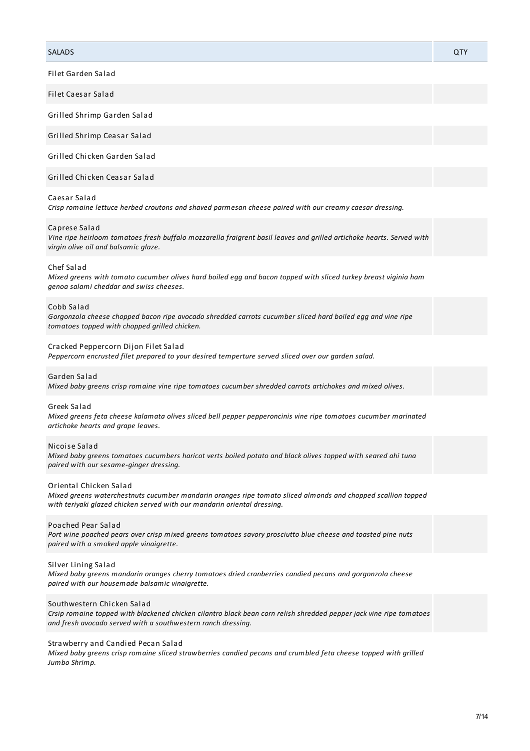| SALADS | QTY |
| --- | --- |
| Filet Garden Salad | |
| Filet Caesar Salad | |
| Grilled Shrimp Garden Salad | |
| Grilled Shrimp Ceasar Salad | |
| Grilled Chicken Garden Salad | |
| Grilled Chicken Ceasar Salad | |
| Caesar Salad<br>*Crisp romaine lettuce herbed croutons and shaved parmesan cheese paired with our creamy caesar dressing.* | |
| Caprese Salad<br>*Vine ripe heirloom tomatoes fresh buffalo mozzarella fraigrent basil leaves and grilled artichoke hearts. Served with virgin olive oil and balsamic glaze.* | |
| Chef Salad<br>*Mixed greens with tomato cucumber olives hard boiled egg and bacon topped with sliced turkey breast viginia ham genoa salami cheddar and swiss cheeses.* | |
| Cobb Salad<br>*Gorgonzola cheese chopped bacon ripe avocado shredded carrots cucumber sliced hard boiled egg and vine ripe tomatoes topped with chopped grilled chicken.* | |
| Cracked Peppercorn Dijon Filet Salad<br>*Peppercorn encrusted filet prepared to your desired temperture served sliced over our garden salad.* | |
| Garden Salad<br>*Mixed baby greens crisp romaine vine ripe tomatoes cucumber shredded carrots artichokes and mixed olives.* | |
| Greek Salad<br>*Mixed greens feta cheese kalamata olives sliced bell pepper pepperoncinis vine ripe tomatoes cucumber marinated artichoke hearts and grape leaves.* | |
| Nicoise Salad<br>*Mixed baby greens tomatoes cucumbers haricot verts boiled potato and black olives topped with seared ahi tuna paired with our sesame-ginger dressing.* | |
| Oriental Chicken Salad<br>*Mixed greens waterchestnuts cucumber mandarin oranges ripe tomato sliced almonds and chopped scallion topped with teriyaki glazed chicken served with our mandarin oriental dressing.* | |
| Poached Pear Salad<br>*Port wine poached pears over crisp mixed greens tomatoes savory prosciutto blue cheese and toasted pine nuts paired with a smoked apple vinaigrette.* | |
| Silver Lining Salad<br>*Mixed baby greens mandarin oranges cherry tomatoes dried cranberries candied pecans and gorgonzola cheese paired with our housemade balsamic vinaigrette.* | |
| Southwestern Chicken Salad<br>*Crsip romaine topped with blackened chicken cilantro black bean corn relish shredded pepper jack vine ripe tomatoes and fresh avocado served with a southwestern ranch dressing.* | |
| Strawberry and Candied Pecan Salad<br>*Mixed baby greens crisp romaine sliced strawberries candied pecans and crumbled feta cheese topped with grilled Jumbo Shrimp.* | |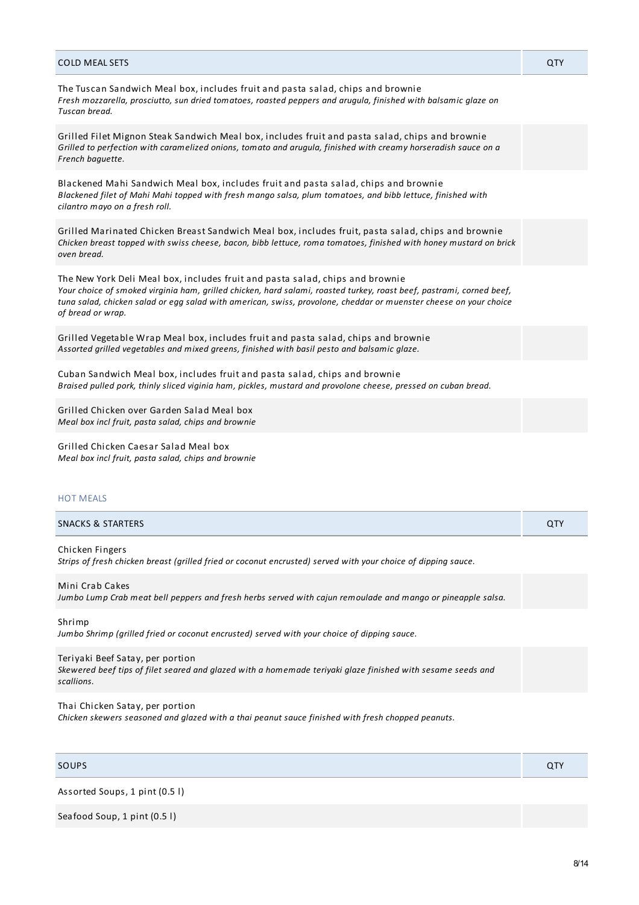| COLD MEAL SETS | QTY |
| --- | --- |
| The Tuscan Sandwich Meal box, includes fruit and pasta salad, chips and brownie<br>*Fresh mozzarella, prosciutto, sun dried tomatoes, roasted peppers and arugula, finished with balsamic glaze on Tuscan bread.* | |
| Grilled Filet Mignon Steak Sandwich Meal box, includes fruit and pasta salad, chips and brownie<br>*Grilled to perfection with caramelized onions, tomato and arugula, finished with creamy horseradish sauce on a French baguette.* | |
| Blackened Mahi Sandwich Meal box, includes fruit and pasta salad, chips and brownie<br>*Blackened filet of Mahi Mahi topped with fresh mango salsa, plum tomatoes, and bibb lettuce, finished with cilantro mayo on a fresh roll.* | |
| Grilled Marinated Chicken Breast Sandwich Meal box, includes fruit, pasta salad, chips and brownie<br>*Chicken breast topped with swiss cheese, bacon, bibb lettuce, roma tomatoes, finished with honey mustard on brick oven bread.* | |
| The New York Deli Meal box, includes fruit and pasta salad, chips and brownie<br>*Your choice of smoked virginia ham, grilled chicken, hard salami, roasted turkey, roast beef, pastrami, corned beef, tuna salad, chicken salad or egg salad with american, swiss, provolone, cheddar or muenster cheese on your choice of bread or wrap.* | |
| Grilled Vegetable Wrap Meal box, includes fruit and pasta salad, chips and brownie<br>*Assorted grilled vegetables and mixed greens, finished with basil pesto and balsamic glaze.* | |
| Cuban Sandwich Meal box, includes fruit and pasta salad, chips and brownie<br>*Braised pulled pork, thinly sliced viginia ham, pickles, mustard and provolone cheese, pressed on cuban bread.* | |
| Grilled Chicken over Garden Salad Meal box<br>*Meal box incl fruit, pasta salad, chips and brownie* | |
| Grilled Chicken Caesar Salad Meal box<br>*Meal box incl fruit, pasta salad, chips and brownie* | |

## HOT MEALS

| SNACKS & STARTERS | QTY |
| --- | --- |
| Chicken Fingers<br>*Strips of fresh chicken breast (grilled fried or coconut encrusted) served with your choice of dipping sauce.* | |
| Mini Crab Cakes<br>*Jumbo Lump Crab meat bell peppers and fresh herbs served with cajun remoulade and mango or pineapple salsa.* | |
| Shrimp<br>*Jumbo Shrimp (grilled fried or coconut encrusted) served with your choice of dipping sauce.* | |
| Teriyaki Beef Satay, per portion<br>*Skewered beef tips of filet seared and glazed with a homemade teriyaki glaze finished with sesame seeds and scallions.* | |
| Thai Chicken Satay, per portion<br>*Chicken skewers seasoned and glazed with a thai peanut sauce finished with fresh chopped peanuts.* | |

| SOUPS | QTY |
| --- | --- |
| Assorted Soups, 1 pint (0.5 l) | |
| Seafood Soup, 1 pint (0.5 l) | |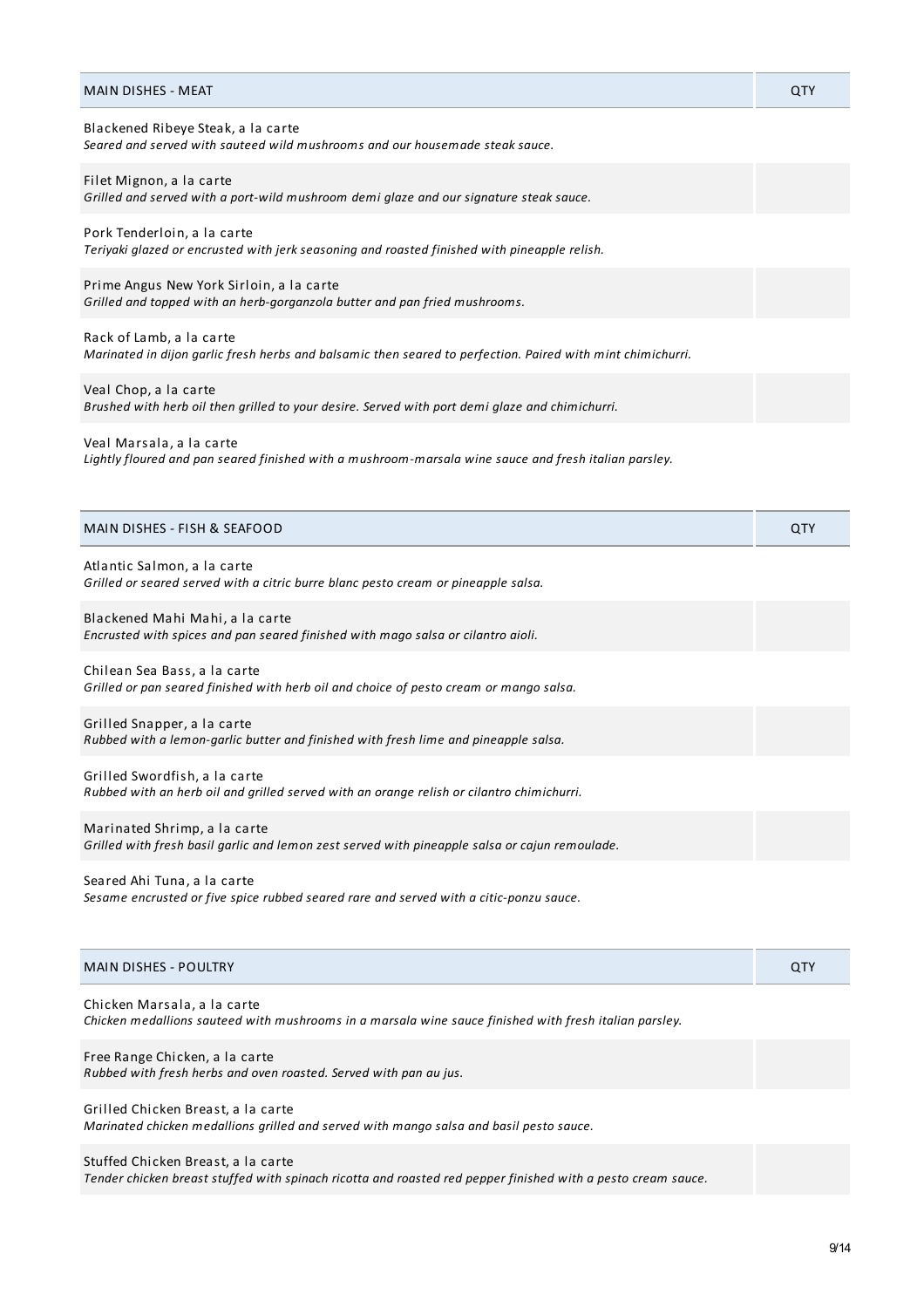| MAIN DISHES - MEAT | QTY |
|---|---|
| Blackened Ribeye Steak, a la carte<br>*Seared and served with sauteed wild mushrooms and our housemade steak sauce.* | |
| Filet Mignon, a la carte<br>*Grilled and served with a port-wild mushroom demi glaze and our signature steak sauce.* | |
| Pork Tenderloin, a la carte<br>*Teriyaki glazed or encrusted with jerk seasoning and roasted finished with pineapple relish.* | |
| Prime Angus New York Sirloin, a la carte<br>*Grilled and topped with an herb-gorganzola butter and pan fried mushrooms.* | |
| Rack of Lamb, a la carte<br>*Marinated in dijon garlic fresh herbs and balsamic then seared to perfection. Paired with mint chimichurri.* | |
| Veal Chop, a la carte<br>*Brushed with herb oil then grilled to your desire. Served with port demi glaze and chimichurri.* | |
| Veal Marsala, a la carte<br>*Lightly floured and pan seared finished with a mushroom-marsala wine sauce and fresh italian parsley.* | |

| MAIN DISHES - FISH & SEAFOOD | QTY |
|---|---|
| Atlantic Salmon, a la carte<br>*Grilled or seared served with a citric burre blanc pesto cream or pineapple salsa.* | |
| Blackened Mahi Mahi, a la carte<br>*Encrusted with spices and pan seared finished with mago salsa or cilantro aioli.* | |
| Chilean Sea Bass, a la carte<br>*Grilled or pan seared finished with herb oil and choice of pesto cream or mango salsa.* | |
| Grilled Snapper, a la carte<br>*Rubbed with a lemon-garlic butter and finished with fresh lime and pineapple salsa.* | |
| Grilled Swordfish, a la carte<br>*Rubbed with an herb oil and grilled served with an orange relish or cilantro chimichurri.* | |
| Marinated Shrimp, a la carte<br>*Grilled with fresh basil garlic and lemon zest served with pineapple salsa or cajun remoulade.* | |
| Seared Ahi Tuna, a la carte<br>*Sesame encrusted or five spice rubbed seared rare and served with a citic-ponzu sauce.* | |

| MAIN DISHES - POULTRY | QTY |
|---|---|
| Chicken Marsala, a la carte<br>*Chicken medallions sauteed with mushrooms in a marsala wine sauce finished with fresh italian parsley.* | |
| Free Range Chicken, a la carte<br>*Rubbed with fresh herbs and oven roasted. Served with pan au jus.* | |
| Grilled Chicken Breast, a la carte<br>*Marinated chicken medallions grilled and served with mango salsa and basil pesto sauce.* | |
| Stuffed Chicken Breast, a la carte<br>*Tender chicken breast stuffed with spinach ricotta and roasted red pepper finished with a pesto cream sauce.* | |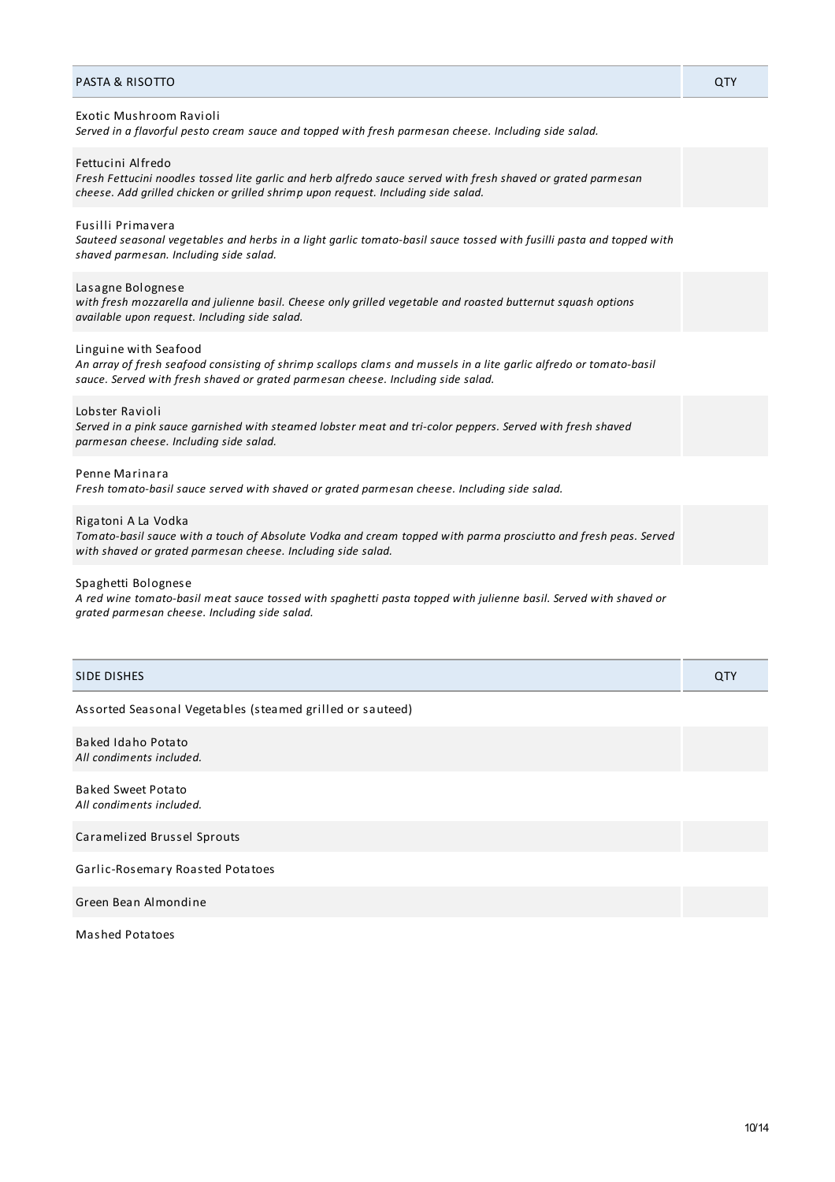| PASTA & RISOTTO | QTY |
| --- | --- |
| Exotic Mushroom Ravioli<br>*Served in a flavorful pesto cream sauce and topped with fresh parmesan cheese. Including side salad.* | |
| Fettucini Alfredo<br>*Fresh Fettucini noodles tossed lite garlic and herb alfredo sauce served with fresh shaved or grated parmesan cheese. Add grilled chicken or grilled shrimp upon request. Including side salad.* | |
| Fusilli Primavera<br>*Sauteed seasonal vegetables and herbs in a light garlic tomato-basil sauce tossed with fusilli pasta and topped with shaved parmesan. Including side salad.* | |
| Lasagne Bolognese<br>*with fresh mozzarella and julienne basil. Cheese only grilled vegetable and roasted butternut squash options available upon request. Including side salad.* | |
| Linguine with Seafood<br>*An array of fresh seafood consisting of shrimp scallops clams and mussels in a lite garlic alfredo or tomato-basil sauce. Served with fresh shaved or grated parmesan cheese. Including side salad.* | |
| Lobster Ravioli<br>*Served in a pink sauce garnished with steamed lobster meat and tri-color peppers. Served with fresh shaved parmesan cheese. Including side salad.* | |
| Penne Marinara<br>*Fresh tomato-basil sauce served with shaved or grated parmesan cheese. Including side salad.* | |
| Rigatoni A La Vodka<br>*Tomato-basil sauce with a touch of Absolute Vodka and cream topped with parma prosciutto and fresh peas. Served with shaved or grated parmesan cheese. Including side salad.* | |
| Spaghetti Bolognese<br>*A red wine tomato-basil meat sauce tossed with spaghetti pasta topped with julienne basil. Served with shaved or grated parmesan cheese. Including side salad.* | |

| SIDE DISHES | QTY |
| --- | --- |
| Assorted Seasonal Vegetables (steamed grilled or sauteed) | |
| Baked Idaho Potato<br>*All condiments included.* | |
| Baked Sweet Potato<br>*All condiments included.* | |
| Caramelized Brussel Sprouts | |
| Garlic-Rosemary Roasted Potatoes | |
| Green Bean Almondine | |
| Mashed Potatoes | |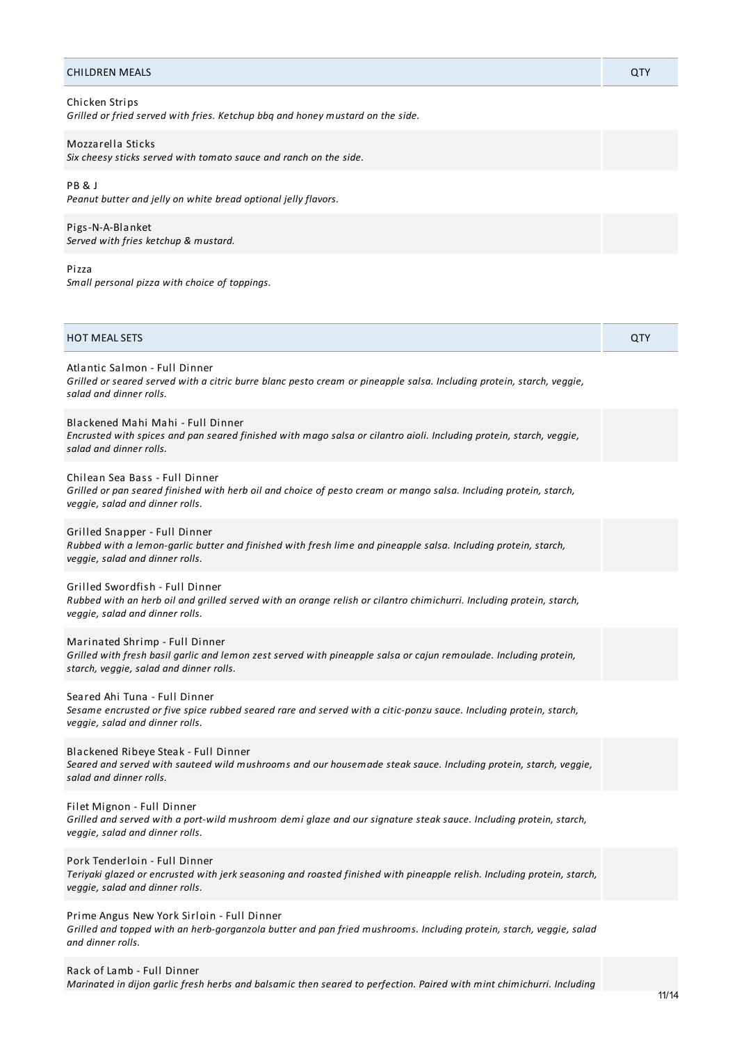| CHILDREN MEALS | QTY |
| --- | --- |
| Chicken Strips<br>*Grilled or fried served with fries. Ketchup bbq and honey mustard on the side.* | |
| Mozzarella Sticks<br>*Six cheesy sticks served with tomato sauce and ranch on the side.* | |
| PB & J<br>*Peanut butter and jelly on white bread optional jelly flavors.* | |
| Pigs-N-A-Blanket<br>*Served with fries ketchup & mustard.* | |
| Pizza<br>*Small personal pizza with choice of toppings.* | |

| HOT MEAL SETS | QTY |
| --- | --- |
| Atlantic Salmon - Full Dinner<br>*Grilled or seared served with a citric burre blanc pesto cream or pineapple salsa. Including protein, starch, veggie, salad and dinner rolls.* | |
| Blackened Mahi Mahi - Full Dinner<br>*Encrusted with spices and pan seared finished with mago salsa or cilantro aioli. Including protein, starch, veggie, salad and dinner rolls.* | |
| Chilean Sea Bass - Full Dinner<br>*Grilled or pan seared finished with herb oil and choice of pesto cream or mango salsa. Including protein, starch, veggie, salad and dinner rolls.* | |
| Grilled Snapper - Full Dinner<br>*Rubbed with a lemon-garlic butter and finished with fresh lime and pineapple salsa. Including protein, starch, veggie, salad and dinner rolls.* | |
| Grilled Swordfish - Full Dinner<br>*Rubbed with an herb oil and grilled served with an orange relish or cilantro chimichurri. Including protein, starch, veggie, salad and dinner rolls.* | |
| Marinated Shrimp - Full Dinner<br>*Grilled with fresh basil garlic and lemon zest served with pineapple salsa or cajun remoulade. Including protein, starch, veggie, salad and dinner rolls.* | |
| Seared Ahi Tuna - Full Dinner<br>*Sesame encrusted or five spice rubbed seared rare and served with a citic-ponzu sauce. Including protein, starch, veggie, salad and dinner rolls.* | |
| Blackened Ribeye Steak - Full Dinner<br>*Seared and served with sauteed wild mushrooms and our housemade steak sauce. Including protein, starch, veggie, salad and dinner rolls.* | |
| Filet Mignon - Full Dinner<br>*Grilled and served with a port-wild mushroom demi glaze and our signature steak sauce. Including protein, starch, veggie, salad and dinner rolls.* | |
| Pork Tenderloin - Full Dinner<br>*Teriyaki glazed or encrusted with jerk seasoning and roasted finished with pineapple relish. Including protein, starch, veggie, salad and dinner rolls.* | |
| Prime Angus New York Sirloin - Full Dinner<br>*Grilled and topped with an herb-gorganzola butter and pan fried mushrooms. Including protein, starch, veggie, salad and dinner rolls.* | |
| Rack of Lamb - Full Dinner<br>*Marinated in dijon garlic fresh herbs and balsamic then seared to perfection. Paired with mint chimichurri. Including* | |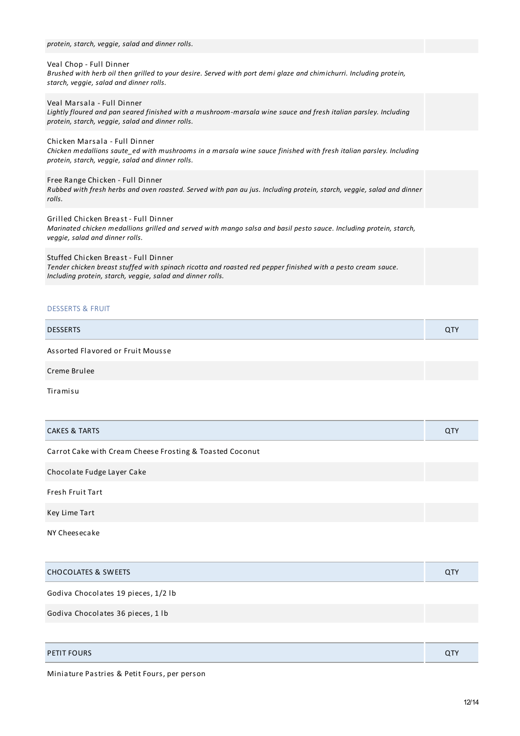| | |
|---|---|
| *protein, starch, veggie, salad and dinner rolls.* | |
| Veal Chop - Full Dinner<br>*Brushed with herb oil then grilled to your desire. Served with port demi glaze and chimichurri. Including protein, starch, veggie, salad and dinner rolls.* | |
| Veal Marsala - Full Dinner<br>*Lightly floured and pan seared finished with a mushroom-marsala wine sauce and fresh italian parsley. Including protein, starch, veggie, salad and dinner rolls.* | |
| Chicken Marsala - Full Dinner<br>*Chicken medallions saute_ed with mushrooms in a marsala wine sauce finished with fresh italian parsley. Including protein, starch, veggie, salad and dinner rolls.* | |
| Free Range Chicken - Full Dinner<br>*Rubbed with fresh herbs and oven roasted. Served with pan au jus. Including protein, starch, veggie, salad and dinner rolls.* | |
| Grilled Chicken Breast - Full Dinner<br>*Marinated chicken medallions grilled and served with mango salsa and basil pesto sauce. Including protein, starch, veggie, salad and dinner rolls.* | |
| Stuffed Chicken Breast - Full Dinner<br>*Tender chicken breast stuffed with spinach ricotta and roasted red pepper finished with a pesto cream sauce. Including protein, starch, veggie, salad and dinner rolls.* | |

## DESSERTS & FRUIT

| DESSERTS | QTY |
|---|---|
| Assorted Flavored or Fruit Mousse | |
| Creme Brulee | |
| Tiramisu | |

| CAKES & TARTS | QTY |
|---|---|
| Carrot Cake with Cream Cheese Frosting & Toasted Coconut | |
| Chocolate Fudge Layer Cake | |
| Fresh Fruit Tart | |
| Key Lime Tart | |
| NY Cheesecake | |

| CHOCOLATES & SWEETS | QTY |
|---|---|
| Godiva Chocolates 19 pieces, 1/2 lb | |
| Godiva Chocolates 36 pieces, 1 lb | |

| PETIT FOURS | QTY |
|---|---|
| Miniature Pastries & Petit Fours, per person | |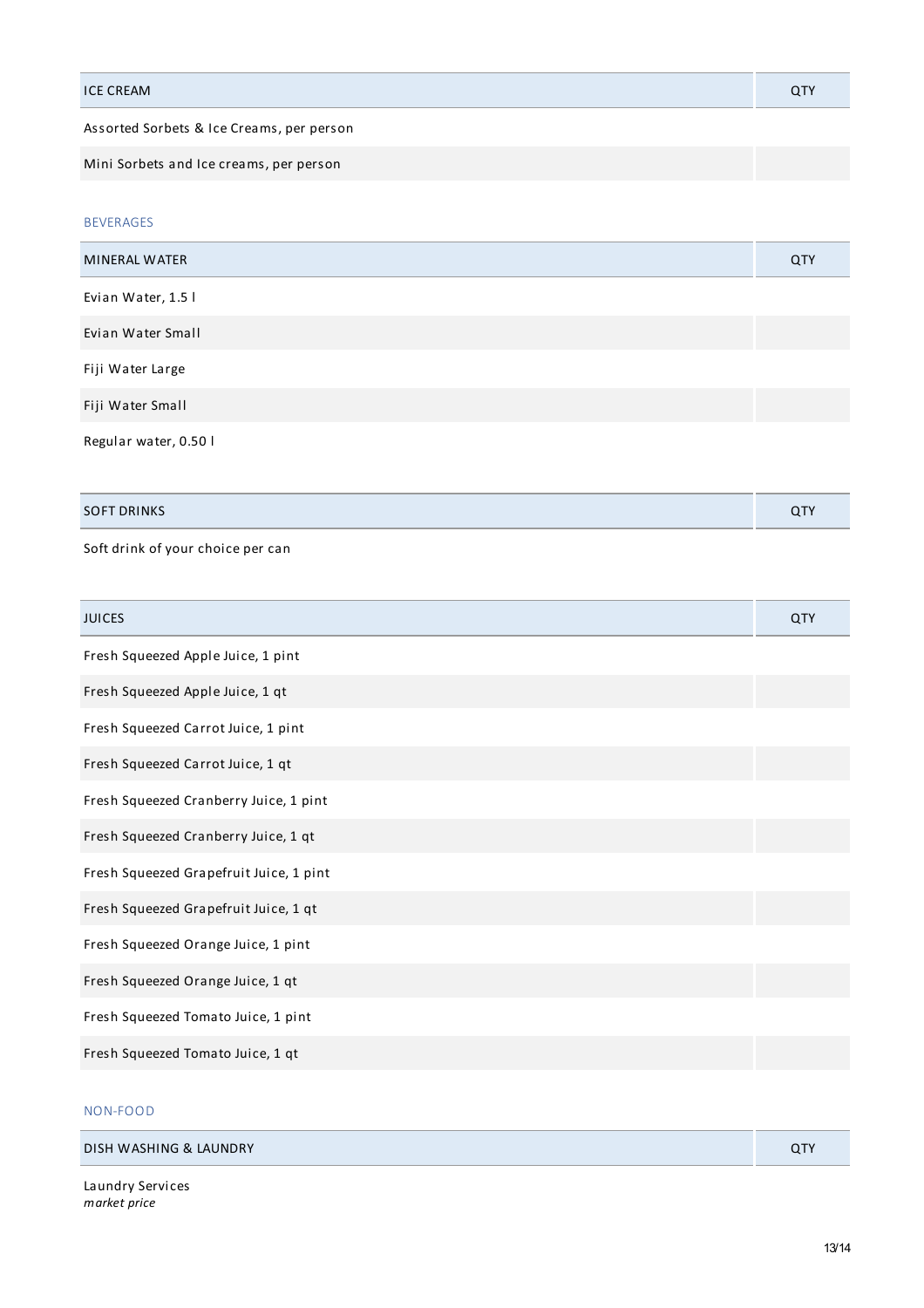| ICE CREAM | QTY |
| --- | --- |
| Assorted Sorbets & Ice Creams, per person | |
| Mini Sorbets and Ice creams, per person | |

## BEVERAGES

| MINERAL WATER | QTY |
| --- | --- |
| Evian Water, 1.5 l | |
| Evian Water Small | |
| Fiji Water Large | |
| Fiji Water Small | |
| Regular water, 0.50 l | |

| SOFT DRINKS | QTY |
| --- | --- |
| Soft drink of your choice per can | |

| JUICES | QTY |
| --- | --- |
| Fresh Squeezed Apple Juice, 1 pint | |
| Fresh Squeezed Apple Juice, 1 qt | |
| Fresh Squeezed Carrot Juice, 1 pint | |
| Fresh Squeezed Carrot Juice, 1 qt | |
| Fresh Squeezed Cranberry Juice, 1 pint | |
| Fresh Squeezed Cranberry Juice, 1 qt | |
| Fresh Squeezed Grapefruit Juice, 1 pint | |
| Fresh Squeezed Grapefruit Juice, 1 qt | |
| Fresh Squeezed Orange Juice, 1 pint | |
| Fresh Squeezed Orange Juice, 1 qt | |
| Fresh Squeezed Tomato Juice, 1 pint | |
| Fresh Squeezed Tomato Juice, 1 qt | |

## NON-FOOD

| DISH WASHING & LAUNDRY | QTY |
| --- | --- |
| Laundry Services *market price* | |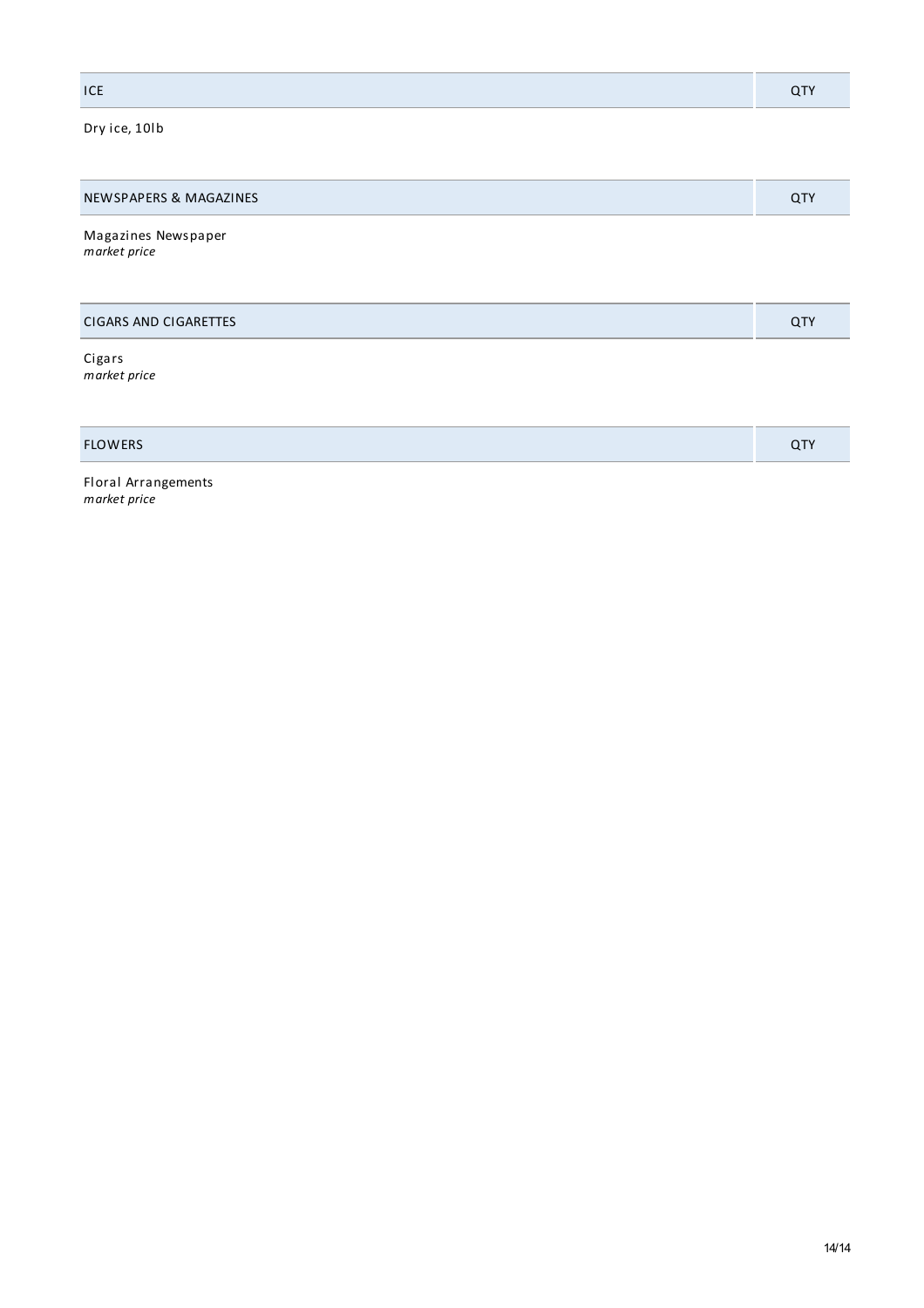| ICE | QTY |
| --- | --- |
| Dry ice, 10lb | |

| NEWSPAPERS & MAGAZINES | QTY |
| --- | --- |
| Magazines Newspaper<br>*market price* | |

| CIGARS AND CIGARETTES | QTY |
| --- | --- |
| Cigars<br>*market price* | |

| FLOWERS | QTY |
| --- | --- |
| Floral Arrangements<br>*market price* | |